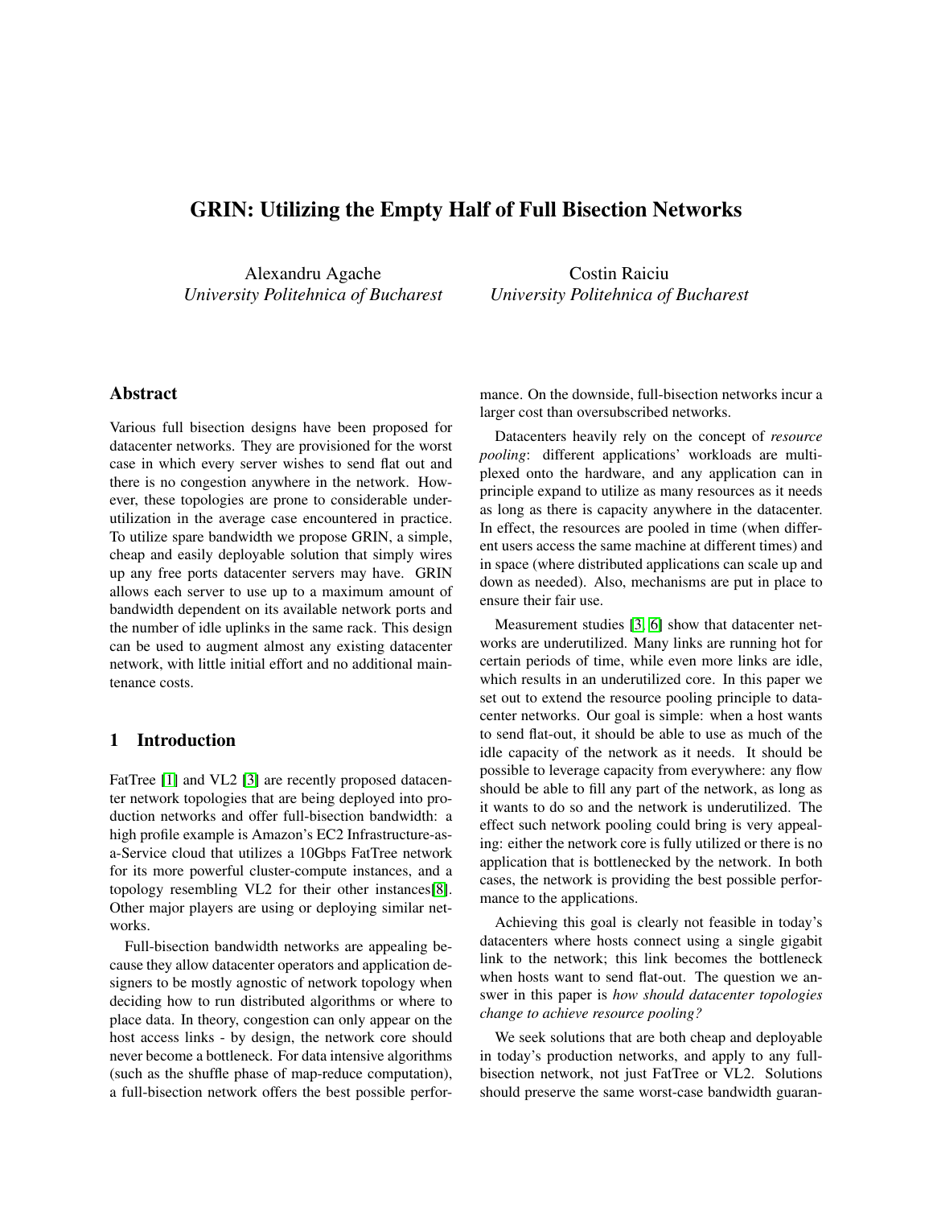# GRIN: Utilizing the Empty Half of Full Bisection Networks

Alexandru Agache
*University Politehnica of Bucharest*

Costin Raiciu
*University Politehnica of Bucharest*

## Abstract

Various full bisection designs have been proposed for datacenter networks. They are provisioned for the worst case in which every server wishes to send flat out and there is no congestion anywhere in the network. However, these topologies are prone to considerable underutilization in the average case encountered in practice. To utilize spare bandwidth we propose GRIN, a simple, cheap and easily deployable solution that simply wires up any free ports datacenter servers may have. GRIN allows each server to use up to a maximum amount of bandwidth dependent on its available network ports and the number of idle uplinks in the same rack. This design can be used to augment almost any existing datacenter network, with little initial effort and no additional maintenance costs.

## 1 Introduction

FatTree [1] and VL2 [3] are recently proposed datacenter network topologies that are being deployed into production networks and offer full-bisection bandwidth: a high profile example is Amazon's EC2 Infrastructure-as-a-Service cloud that utilizes a 10Gbps FatTree network for its more powerful cluster-compute instances, and a topology resembling VL2 for their other instances[8]. Other major players are using or deploying similar networks.

Full-bisection bandwidth networks are appealing because they allow datacenter operators and application designers to be mostly agnostic of network topology when deciding how to run distributed algorithms or where to place data. In theory, congestion can only appear on the host access links - by design, the network core should never become a bottleneck. For data intensive algorithms (such as the shuffle phase of map-reduce computation), a full-bisection network offers the best possible performance. On the downside, full-bisection networks incur a larger cost than oversubscribed networks.

Datacenters heavily rely on the concept of *resource pooling*: different applications' workloads are multiplexed onto the hardware, and any application can in principle expand to utilize as many resources as it needs as long as there is capacity anywhere in the datacenter. In effect, the resources are pooled in time (when different users access the same machine at different times) and in space (where distributed applications can scale up and down as needed). Also, mechanisms are put in place to ensure their fair use.

Measurement studies [3, 6] show that datacenter networks are underutilized. Many links are running hot for certain periods of time, while even more links are idle, which results in an underutilized core. In this paper we set out to extend the resource pooling principle to datacenter networks. Our goal is simple: when a host wants to send flat-out, it should be able to use as much of the idle capacity of the network as it needs. It should be possible to leverage capacity from everywhere: any flow should be able to fill any part of the network, as long as it wants to do so and the network is underutilized. The effect such network pooling could bring is very appealing: either the network core is fully utilized or there is no application that is bottlenecked by the network. In both cases, the network is providing the best possible performance to the applications.

Achieving this goal is clearly not feasible in today's datacenters where hosts connect using a single gigabit link to the network; this link becomes the bottleneck when hosts want to send flat-out. The question we answer in this paper is *how should datacenter topologies change to achieve resource pooling?*

We seek solutions that are both cheap and deployable in today's production networks, and apply to any full-bisection network, not just FatTree or VL2. Solutions should preserve the same worst-case bandwidth guaran-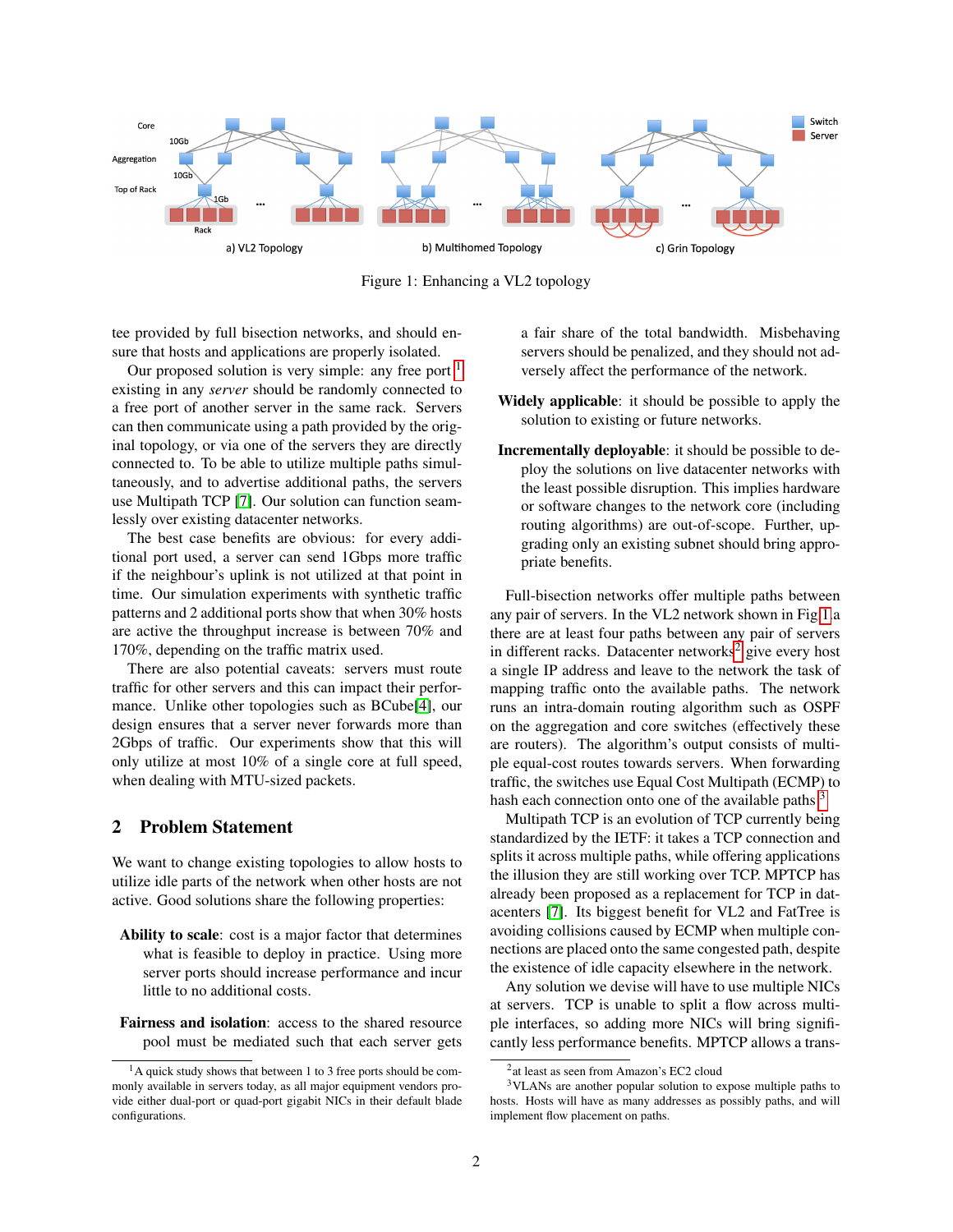Figure 1: Enhancing a VL2 topology

tee provided by full bisection networks, and should ensure that hosts and applications are properly isolated.

Our proposed solution is very simple: any free port [1] existing in any *server* should be randomly connected to a free port of another server in the same rack. Servers can then communicate using a path provided by the original topology, or via one of the servers they are directly connected to. To be able to utilize multiple paths simultaneously, and to advertise additional paths, the servers use Multipath TCP [7]. Our solution can function seamlessly over existing datacenter networks.

The best case benefits are obvious: for every additional port used, a server can send 1Gbps more traffic if the neighbour's uplink is not utilized at that point in time. Our simulation experiments with synthetic traffic patterns and 2 additional ports show that when 30% hosts are active the throughput increase is between 70% and 170%, depending on the traffic matrix used.

There are also potential caveats: servers must route traffic for other servers and this can impact their performance. Unlike other topologies such as BCube[4], our design ensures that a server never forwards more than 2Gbps of traffic. Our experiments show that this will only utilize at most 10% of a single core at full speed, when dealing with MTU-sized packets.

## 2 Problem Statement

We want to change existing topologies to allow hosts to utilize idle parts of the network when other hosts are not active. Good solutions share the following properties:

**Ability to scale**: cost is a major factor that determines what is feasible to deploy in practice. Using more server ports should increase performance and incur little to no additional costs.

**Fairness and isolation**: access to the shared resource pool must be mediated such that each server gets a fair share of the total bandwidth. Misbehaving servers should be penalized, and they should not adversely affect the performance of the network.

**Widely applicable**: it should be possible to apply the solution to existing or future networks.

**Incrementally deployable**: it should be possible to deploy the solutions on live datacenter networks with the least possible disruption. This implies hardware or software changes to the network core (including routing algorithms) are out-of-scope. Further, upgrading only an existing subnet should bring appropriate benefits.

Full-bisection networks offer multiple paths between any pair of servers. In the VL2 network shown in Fig 1.a there are at least four paths between any pair of servers in different racks. Datacenter networks[2] give every host a single IP address and leave to the network the task of mapping traffic onto the available paths. The network runs an intra-domain routing algorithm such as OSPF on the aggregation and core switches (effectively these are routers). The algorithm's output consists of multiple equal-cost routes towards servers. When forwarding traffic, the switches use Equal Cost Multipath (ECMP) to hash each connection onto one of the available paths[3].

Multipath TCP is an evolution of TCP currently being standardized by the IETF: it takes a TCP connection and splits it across multiple paths, while offering applications the illusion they are still working over TCP. MPTCP has already been proposed as a replacement for TCP in datacenters [7]. Its biggest benefit for VL2 and FatTree is avoiding collisions caused by ECMP when multiple connections are placed onto the same congested path, despite the existence of idle capacity elsewhere in the network.

Any solution we devise will have to use multiple NICs at servers. TCP is unable to split a flow across multiple interfaces, so adding more NICs will bring significantly less performance benefits. MPTCP allows a trans-

[1] A quick study shows that between 1 to 3 free ports should be commonly available in servers today, as all major equipment vendors provide either dual-port or quad-port gigabit NICs in their default blade configurations.

[2] at least as seen from Amazon's EC2 cloud

[3] VLANs are another popular solution to expose multiple paths to hosts. Hosts will have as many addresses as possibly paths, and will implement flow placement on paths.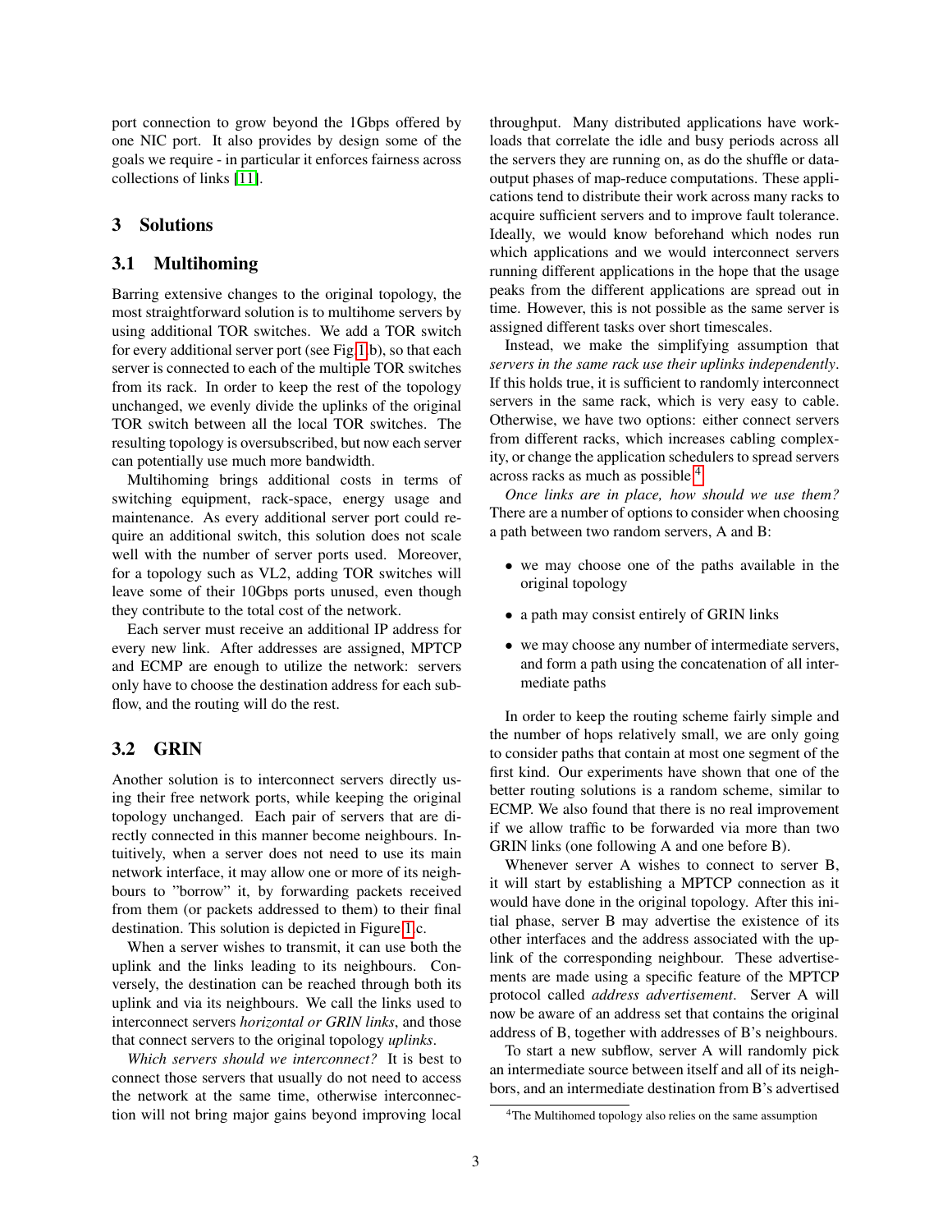port connection to grow beyond the 1Gbps offered by one NIC port. It also provides by design some of the goals we require - in particular it enforces fairness across collections of links [11].

## 3 Solutions

### 3.1 Multihoming

Barring extensive changes to the original topology, the most straightforward solution is to multihome servers by using additional TOR switches. We add a TOR switch for every additional server port (see Fig 1 b), so that each server is connected to each of the multiple TOR switches from its rack. In order to keep the rest of the topology unchanged, we evenly divide the uplinks of the original TOR switch between all the local TOR switches. The resulting topology is oversubscribed, but now each server can potentially use much more bandwidth.

Multihoming brings additional costs in terms of switching equipment, rack-space, energy usage and maintenance. As every additional server port could require an additional switch, this solution does not scale well with the number of server ports used. Moreover, for a topology such as VL2, adding TOR switches will leave some of their 10Gbps ports unused, even though they contribute to the total cost of the network.

Each server must receive an additional IP address for every new link. After addresses are assigned, MPTCP and ECMP are enough to utilize the network: servers only have to choose the destination address for each subflow, and the routing will do the rest.

### 3.2 GRIN

Another solution is to interconnect servers directly using their free network ports, while keeping the original topology unchanged. Each pair of servers that are directly connected in this manner become neighbours. Intuitively, when a server does not need to use its main network interface, it may allow one or more of its neighbours to "borrow" it, by forwarding packets received from them (or packets addressed to them) to their final destination. This solution is depicted in Figure 1 c.

When a server wishes to transmit, it can use both the uplink and the links leading to its neighbours. Conversely, the destination can be reached through both its uplink and via its neighbours. We call the links used to interconnect servers *horizontal or GRIN links*, and those that connect servers to the original topology *uplinks*.

*Which servers should we interconnect?* It is best to connect those servers that usually do not need to access the network at the same time, otherwise interconnection will not bring major gains beyond improving local throughput. Many distributed applications have workloads that correlate the idle and busy periods across all the servers they are running on, as do the shuffle or data-output phases of map-reduce computations. These applications tend to distribute their work across many racks to acquire sufficient servers and to improve fault tolerance. Ideally, we would know beforehand which nodes run which applications and we would interconnect servers running different applications in the hope that the usage peaks from the different applications are spread out in time. However, this is not possible as the same server is assigned different tasks over short timescales.

Instead, we make the simplifying assumption that *servers in the same rack use their uplinks independently*. If this holds true, it is sufficient to randomly interconnect servers in the same rack, which is very easy to cable. Otherwise, we have two options: either connect servers from different racks, which increases cabling complexity, or change the application schedulers to spread servers across racks as much as possible.[4]

*Once links are in place, how should we use them?* There are a number of options to consider when choosing a path between two random servers, A and B:

- we may choose one of the paths available in the original topology
- a path may consist entirely of GRIN links
- we may choose any number of intermediate servers, and form a path using the concatenation of all intermediate paths

In order to keep the routing scheme fairly simple and the number of hops relatively small, we are only going to consider paths that contain at most one segment of the first kind. Our experiments have shown that one of the better routing solutions is a random scheme, similar to ECMP. We also found that there is no real improvement if we allow traffic to be forwarded via more than two GRIN links (one following A and one before B).

Whenever server A wishes to connect to server B, it will start by establishing a MPTCP connection as it would have done in the original topology. After this initial phase, server B may advertise the existence of its other interfaces and the address associated with the uplink of the corresponding neighbour. These advertisements are made using a specific feature of the MPTCP protocol called *address advertisement*. Server A will now be aware of an address set that contains the original address of B, together with addresses of B's neighbours.

To start a new subflow, server A will randomly pick an intermediate source between itself and all of its neighbors, and an intermediate destination from B's advertised

[4] The Multihomed topology also relies on the same assumption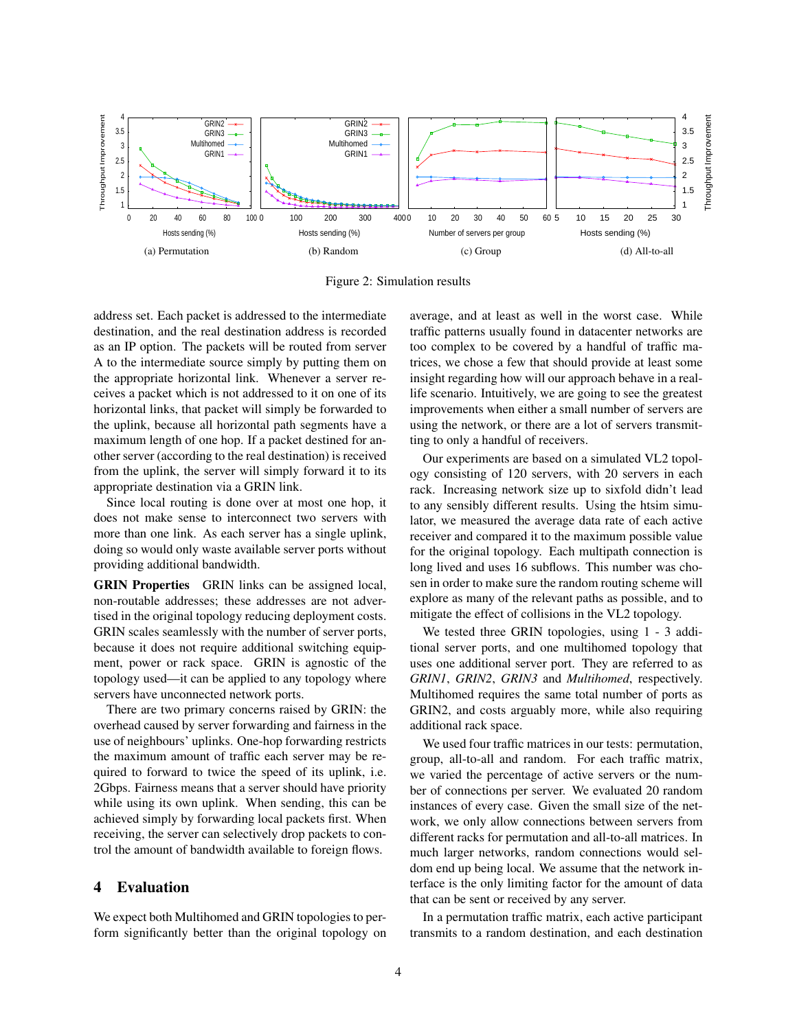Figure 2: Simulation results

(a) Permutation (b) Random (c) Group (d) All-to-all

address set. Each packet is addressed to the intermediate destination, and the real destination address is recorded as an IP option. The packets will be routed from server A to the intermediate source simply by putting them on the appropriate horizontal link. Whenever a server receives a packet which is not addressed to it on one of its horizontal links, that packet will simply be forwarded to the uplink, because all horizontal path segments have a maximum length of one hop. If a packet destined for another server (according to the real destination) is received from the uplink, the server will simply forward it to its appropriate destination via a GRIN link.

Since local routing is done over at most one hop, it does not make sense to interconnect two servers with more than one link. As each server has a single uplink, doing so would only waste available server ports without providing additional bandwidth.

**GRIN Properties** GRIN links can be assigned local, non-routable addresses; these addresses are not advertised in the original topology reducing deployment costs. GRIN scales seamlessly with the number of server ports, because it does not require additional switching equipment, power or rack space. GRIN is agnostic of the topology used—it can be applied to any topology where servers have unconnected network ports.

There are two primary concerns raised by GRIN: the overhead caused by server forwarding and fairness in the use of neighbours' uplinks. One-hop forwarding restricts the maximum amount of traffic each server may be required to forward to twice the speed of its uplink, i.e. 2Gbps. Fairness means that a server should have priority while using its own uplink. When sending, this can be achieved simply by forwarding local packets first. When receiving, the server can selectively drop packets to control the amount of bandwidth available to foreign flows.

## 4 Evaluation

We expect both Multihomed and GRIN topologies to perform significantly better than the original topology on average, and at least as well in the worst case. While traffic patterns usually found in datacenter networks are too complex to be covered by a handful of traffic matrices, we chose a few that should provide at least some insight regarding how will our approach behave in a real-life scenario. Intuitively, we are going to see the greatest improvements when either a small number of servers are using the network, or there are a lot of servers transmitting to only a handful of receivers.

Our experiments are based on a simulated VL2 topology consisting of 120 servers, with 20 servers in each rack. Increasing network size up to sixfold didn't lead to any sensibly different results. Using the htsim simulator, we measured the average data rate of each active receiver and compared it to the maximum possible value for the original topology. Each multipath connection is long lived and uses 16 subflows. This number was chosen in order to make sure the random routing scheme will explore as many of the relevant paths as possible, and to mitigate the effect of collisions in the VL2 topology.

We tested three GRIN topologies, using 1 - 3 additional server ports, and one multihomed topology that uses one additional server port. They are referred to as *GRIN1*, *GRIN2*, *GRIN3* and *Multihomed*, respectively. Multihomed requires the same total number of ports as GRIN2, and costs arguably more, while also requiring additional rack space.

We used four traffic matrices in our tests: permutation, group, all-to-all and random. For each traffic matrix, we varied the percentage of active servers or the number of connections per server. We evaluated 20 random instances of every case. Given the small size of the network, we only allow connections between servers from different racks for permutation and all-to-all matrices. In much larger networks, random connections would seldom end up being local. We assume that the network interface is the only limiting factor for the amount of data that can be sent or received by any server.

In a permutation traffic matrix, each active participant transmits to a random destination, and each destination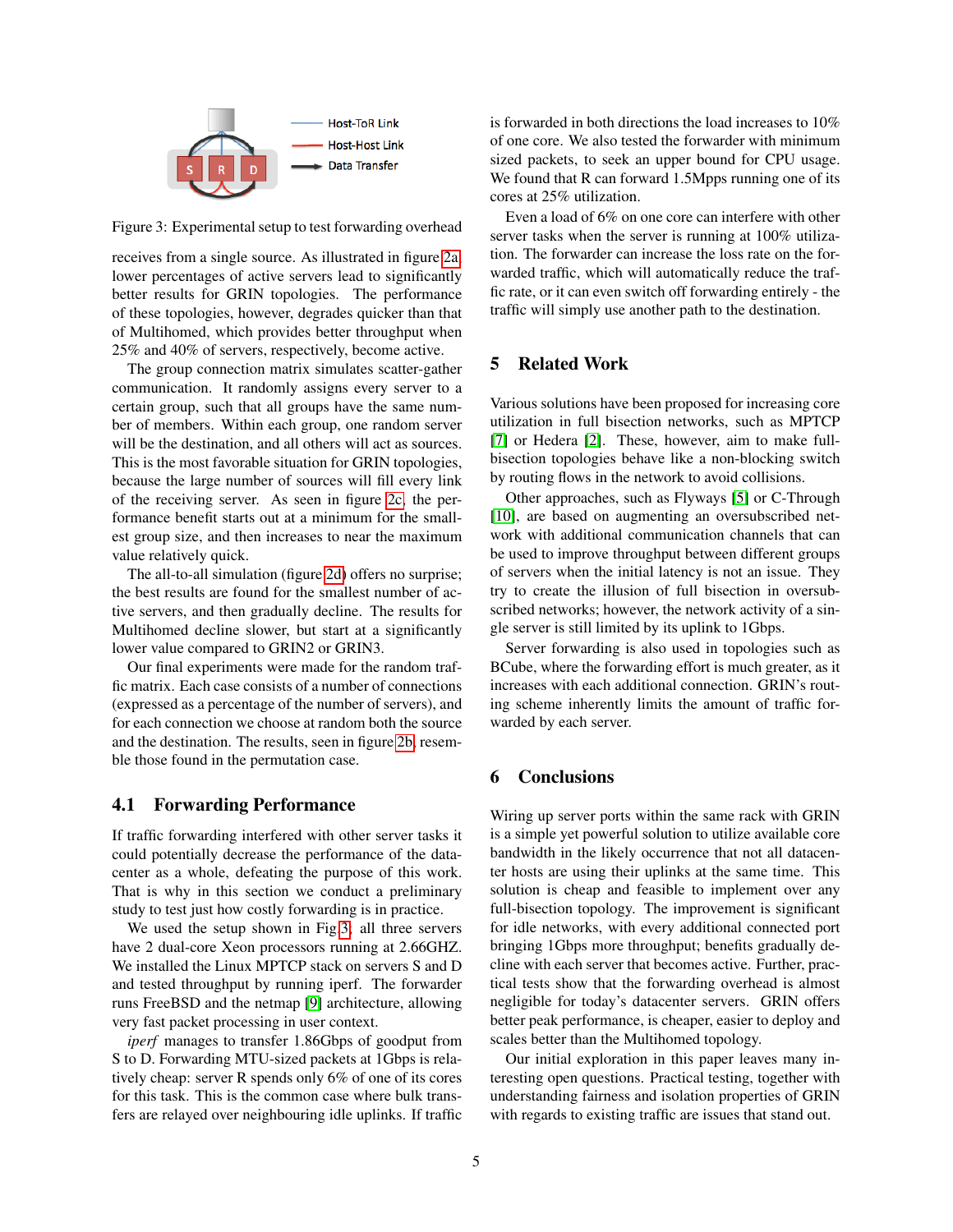Figure 3: Experimental setup to test forwarding overhead

receives from a single source. As illustrated in figure 2a, lower percentages of active servers lead to significantly better results for GRIN topologies. The performance of these topologies, however, degrades quicker than that of Multihomed, which provides better throughput when 25% and 40% of servers, respectively, become active.

The group connection matrix simulates scatter-gather communication. It randomly assigns every server to a certain group, such that all groups have the same number of members. Within each group, one random server will be the destination, and all others will act as sources. This is the most favorable situation for GRIN topologies, because the large number of sources will fill every link of the receiving server. As seen in figure 2c, the performance benefit starts out at a minimum for the smallest group size, and then increases to near the maximum value relatively quick.

The all-to-all simulation (figure 2d) offers no surprise; the best results are found for the smallest number of active servers, and then gradually decline. The results for Multihomed decline slower, but start at a significantly lower value compared to GRIN2 or GRIN3.

Our final experiments were made for the random traffic matrix. Each case consists of a number of connections (expressed as a percentage of the number of servers), and for each connection we choose at random both the source and the destination. The results, seen in figure 2b, resemble those found in the permutation case.

### 4.1 Forwarding Performance

If traffic forwarding interfered with other server tasks it could potentially decrease the performance of the datacenter as a whole, defeating the purpose of this work. That is why in this section we conduct a preliminary study to test just how costly forwarding is in practice.

We used the setup shown in Fig 3; all three servers have 2 dual-core Xeon processors running at 2.66GHZ. We installed the Linux MPTCP stack on servers S and D and tested throughput by running iperf. The forwarder runs FreeBSD and the netmap [9] architecture, allowing very fast packet processing in user context.

*iperf* manages to transfer 1.86Gbps of goodput from S to D. Forwarding MTU-sized packets at 1Gbps is relatively cheap: server R spends only 6% of one of its cores for this task. This is the common case where bulk transfers are relayed over neighbouring idle uplinks. If traffic is forwarded in both directions the load increases to 10% of one core. We also tested the forwarder with minimum sized packets, to seek an upper bound for CPU usage. We found that R can forward 1.5Mpps running one of its cores at 25% utilization.

Even a load of 6% on one core can interfere with other server tasks when the server is running at 100% utilization. The forwarder can increase the loss rate on the forwarded traffic, which will automatically reduce the traffic rate, or it can even switch off forwarding entirely - the traffic will simply use another path to the destination.

## 5 Related Work

Various solutions have been proposed for increasing core utilization in full bisection networks, such as MPTCP [7] or Hedera [2]. These, however, aim to make full-bisection topologies behave like a non-blocking switch by routing flows in the network to avoid collisions.

Other approaches, such as Flyways [5] or C-Through [10], are based on augmenting an oversubscribed network with additional communication channels that can be used to improve throughput between different groups of servers when the initial latency is not an issue. They try to create the illusion of full bisection in oversubscribed networks; however, the network activity of a single server is still limited by its uplink to 1Gbps.

Server forwarding is also used in topologies such as BCube, where the forwarding effort is much greater, as it increases with each additional connection. GRIN's routing scheme inherently limits the amount of traffic forwarded by each server.

## 6 Conclusions

Wiring up server ports within the same rack with GRIN is a simple yet powerful solution to utilize available core bandwidth in the likely occurrence that not all datacenter hosts are using their uplinks at the same time. This solution is cheap and feasible to implement over any full-bisection topology. The improvement is significant for idle networks, with every additional connected port bringing 1Gbps more throughput; benefits gradually decline with each server that becomes active. Further, practical tests show that the forwarding overhead is almost negligible for today's datacenter servers. GRIN offers better peak performance, is cheaper, easier to deploy and scales better than the Multihomed topology.

Our initial exploration in this paper leaves many interesting open questions. Practical testing, together with understanding fairness and isolation properties of GRIN with regards to existing traffic are issues that stand out.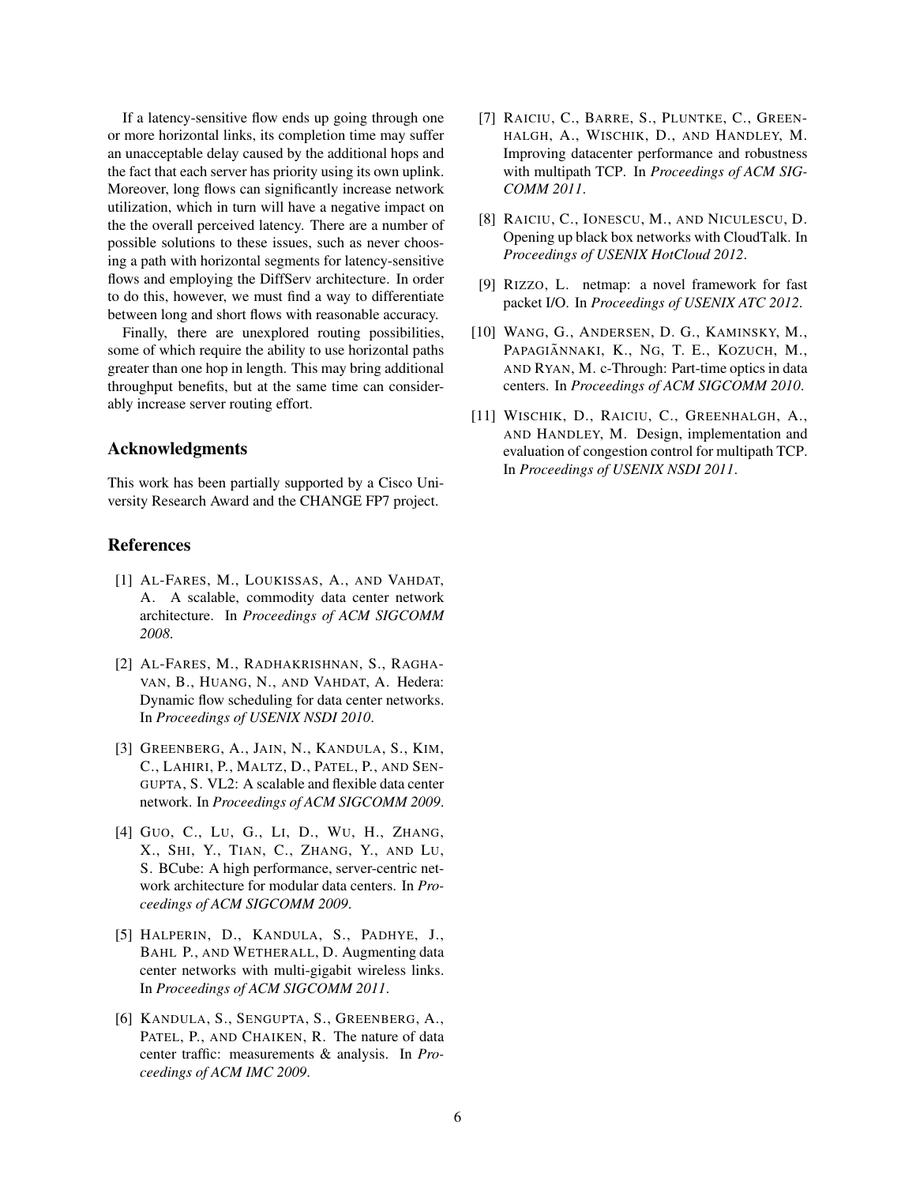If a latency-sensitive flow ends up going through one or more horizontal links, its completion time may suffer an unacceptable delay caused by the additional hops and the fact that each server has priority using its own uplink. Moreover, long flows can significantly increase network utilization, which in turn will have a negative impact on the the overall perceived latency. There are a number of possible solutions to these issues, such as never choosing a path with horizontal segments for latency-sensitive flows and employing the DiffServ architecture. In order to do this, however, we must find a way to differentiate between long and short flows with reasonable accuracy.

Finally, there are unexplored routing possibilities, some of which require the ability to use horizontal paths greater than one hop in length. This may bring additional throughput benefits, but at the same time can considerably increase server routing effort.

## Acknowledgments

This work has been partially supported by a Cisco University Research Award and the CHANGE FP7 project.

## References

[1] AL-FARES, M., LOUKISSAS, A., AND VAHDAT, A. A scalable, commodity data center network architecture. In *Proceedings of ACM SIGCOMM 2008*.

[2] AL-FARES, M., RADHAKRISHNAN, S., RAGHAVAN, B., HUANG, N., AND VAHDAT, A. Hedera: Dynamic flow scheduling for data center networks. In *Proceedings of USENIX NSDI 2010*.

[3] GREENBERG, A., JAIN, N., KANDULA, S., KIM, C., LAHIRI, P., MALTZ, D., PATEL, P., AND SENGUPTA, S. VL2: A scalable and flexible data center network. In *Proceedings of ACM SIGCOMM 2009*.

[4] GUO, C., LU, G., LI, D., WU, H., ZHANG, X., SHI, Y., TIAN, C., ZHANG, Y., AND LU, S. BCube: A high performance, server-centric network architecture for modular data centers. In *Proceedings of ACM SIGCOMM 2009*.

[5] HALPERIN, D., KANDULA, S., PADHYE, J., BAHL P., AND WETHERALL, D. Augmenting data center networks with multi-gigabit wireless links. In *Proceedings of ACM SIGCOMM 2011*.

[6] KANDULA, S., SENGUPTA, S., GREENBERG, A., PATEL, P., AND CHAIKEN, R. The nature of data center traffic: measurements & analysis. In *Proceedings of ACM IMC 2009*.

[7] RAICIU, C., BARRE, S., PLUNTKE, C., GREENHALGH, A., WISCHIK, D., AND HANDLEY, M. Improving datacenter performance and robustness with multipath TCP. In *Proceedings of ACM SIGCOMM 2011*.

[8] RAICIU, C., IONESCU, M., AND NICULESCU, D. Opening up black box networks with CloudTalk. In *Proceedings of USENIX HotCloud 2012*.

[9] RIZZO, L. netmap: a novel framework for fast packet I/O. In *Proceedings of USENIX ATC 2012*.

[10] WANG, G., ANDERSEN, D. G., KAMINSKY, M., PAPAGIÃNNAKI, K., NG, T. E., KOZUCH, M., AND RYAN, M. c-Through: Part-time optics in data centers. In *Proceedings of ACM SIGCOMM 2010*.

[11] WISCHIK, D., RAICIU, C., GREENHALGH, A., AND HANDLEY, M. Design, implementation and evaluation of congestion control for multipath TCP. In *Proceedings of USENIX NSDI 2011*.